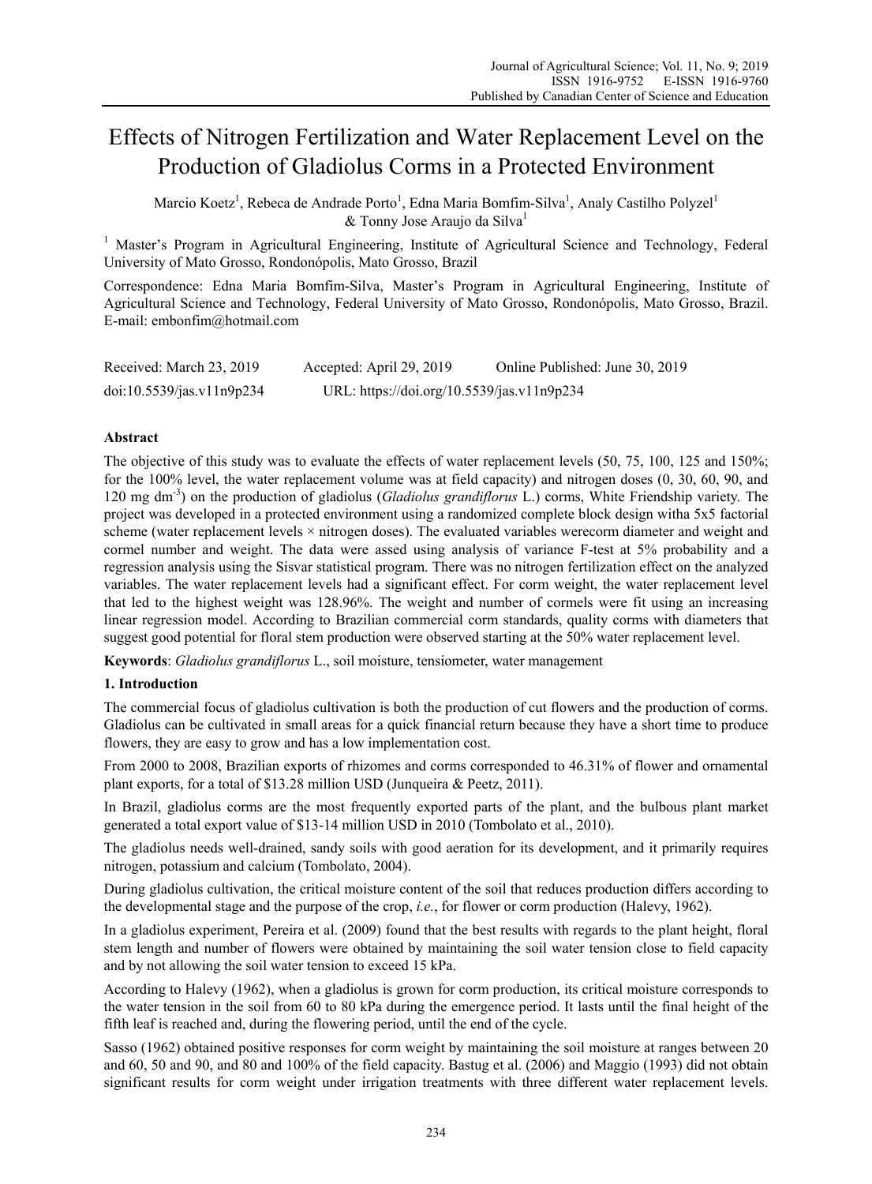# Effects of Nitrogen Fertilization and Water Replacement Level on the Production of Gladiolus Corms in a Protected Environment

Marcio Koetz[1], Rebeca de Andrade Porto[1], Edna Maria Bomfim-Silva[1], Analy Castilho Polyzel[1] & Tonny Jose Araujo da Silva[1]

[1] Master's Program in Agricultural Engineering, Institute of Agricultural Science and Technology, Federal University of Mato Grosso, Rondonópolis, Mato Grosso, Brazil

Correspondence: Edna Maria Bomfim-Silva, Master's Program in Agricultural Engineering, Institute of Agricultural Science and Technology, Federal University of Mato Grosso, Rondonópolis, Mato Grosso, Brazil. E-mail: embonfim@hotmail.com

Received: March 23, 2019    Accepted: April 29, 2019    Online Published: June 30, 2019

doi:10.5539/jas.v11n9p234    URL: https://doi.org/10.5539/jas.v11n9p234

## Abstract

The objective of this study was to evaluate the effects of water replacement levels (50, 75, 100, 125 and 150%; for the 100% level, the water replacement volume was at field capacity) and nitrogen doses (0, 30, 60, 90, and 120 mg dm$^{-3}$) on the production of gladiolus (*Gladiolus grandiflorus* L.) corms, White Friendship variety. The project was developed in a protected environment using a randomized complete block design witha 5x5 factorial scheme (water replacement levels × nitrogen doses). The evaluated variables werecorm diameter and weight and cormel number and weight. The data were assed using analysis of variance F-test at 5% probability and a regression analysis using the Sisvar statistical program. There was no nitrogen fertilization effect on the analyzed variables. The water replacement levels had a significant effect. For corm weight, the water replacement level that led to the highest weight was 128.96%. The weight and number of cormels were fit using an increasing linear regression model. According to Brazilian commercial corm standards, quality corms with diameters that suggest good potential for floral stem production were observed starting at the 50% water replacement level.

**Keywords**: *Gladiolus grandiflorus* L., soil moisture, tensiometer, water management

## 1. Introduction

The commercial focus of gladiolus cultivation is both the production of cut flowers and the production of corms. Gladiolus can be cultivated in small areas for a quick financial return because they have a short time to produce flowers, they are easy to grow and has a low implementation cost.

From 2000 to 2008, Brazilian exports of rhizomes and corms corresponded to 46.31% of flower and ornamental plant exports, for a total of $13.28 million USD (Junqueira & Peetz, 2011).

In Brazil, gladiolus corms are the most frequently exported parts of the plant, and the bulbous plant market generated a total export value of $13-14 million USD in 2010 (Tombolato et al., 2010).

The gladiolus needs well-drained, sandy soils with good aeration for its development, and it primarily requires nitrogen, potassium and calcium (Tombolato, 2004).

During gladiolus cultivation, the critical moisture content of the soil that reduces production differs according to the developmental stage and the purpose of the crop, *i.e.*, for flower or corm production (Halevy, 1962).

In a gladiolus experiment, Pereira et al. (2009) found that the best results with regards to the plant height, floral stem length and number of flowers were obtained by maintaining the soil water tension close to field capacity and by not allowing the soil water tension to exceed 15 kPa.

According to Halevy (1962), when a gladiolus is grown for corm production, its critical moisture corresponds to the water tension in the soil from 60 to 80 kPa during the emergence period. It lasts until the final height of the fifth leaf is reached and, during the flowering period, until the end of the cycle.

Sasso (1962) obtained positive responses for corm weight by maintaining the soil moisture at ranges between 20 and 60, 50 and 90, and 80 and 100% of the field capacity. Bastug et al. (2006) and Maggio (1993) did not obtain significant results for corm weight under irrigation treatments with three different water replacement levels.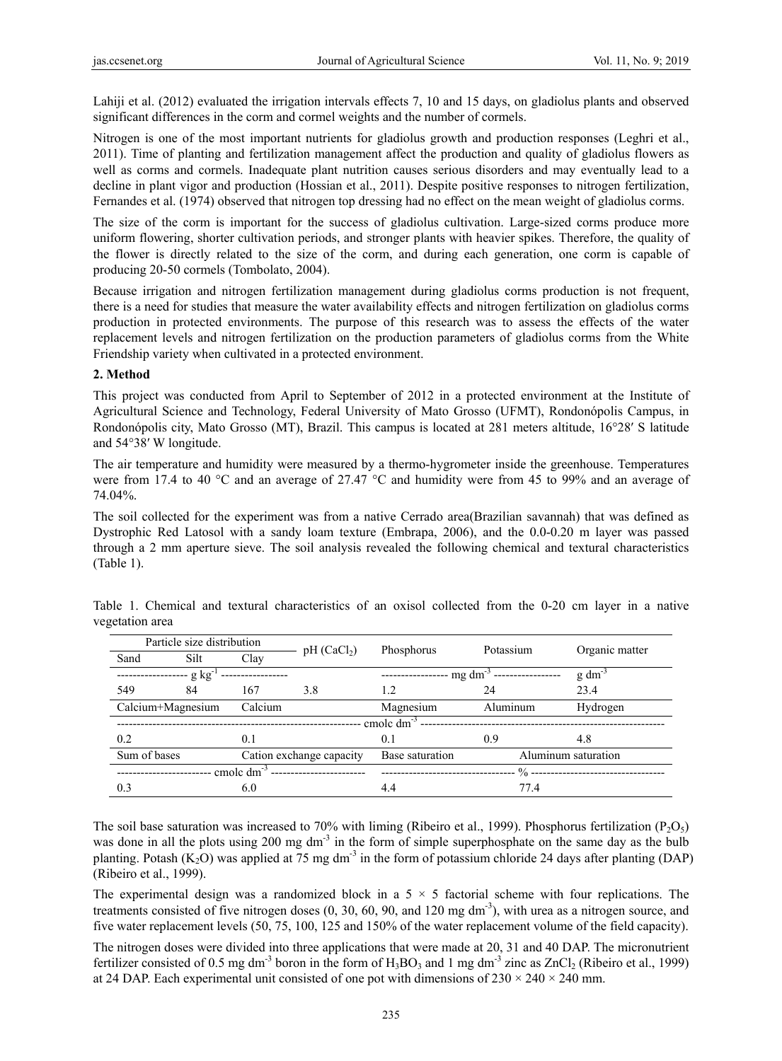Lahiji et al. (2012) evaluated the irrigation intervals effects 7, 10 and 15 days, on gladiolus plants and observed significant differences in the corm and cormel weights and the number of cormels.

Nitrogen is one of the most important nutrients for gladiolus growth and production responses (Leghri et al., 2011). Time of planting and fertilization management affect the production and quality of gladiolus flowers as well as corms and cormels. Inadequate plant nutrition causes serious disorders and may eventually lead to a decline in plant vigor and production (Hossian et al., 2011). Despite positive responses to nitrogen fertilization, Fernandes et al. (1974) observed that nitrogen top dressing had no effect on the mean weight of gladiolus corms.

The size of the corm is important for the success of gladiolus cultivation. Large-sized corms produce more uniform flowering, shorter cultivation periods, and stronger plants with heavier spikes. Therefore, the quality of the flower is directly related to the size of the corm, and during each generation, one corm is capable of producing 20-50 cormels (Tombolato, 2004).

Because irrigation and nitrogen fertilization management during gladiolus corms production is not frequent, there is a need for studies that measure the water availability effects and nitrogen fertilization on gladiolus corms production in protected environments. The purpose of this research was to assess the effects of the water replacement levels and nitrogen fertilization on the production parameters of gladiolus corms from the White Friendship variety when cultivated in a protected environment.

## 2. Method

This project was conducted from April to September of 2012 in a protected environment at the Institute of Agricultural Science and Technology, Federal University of Mato Grosso (UFMT), Rondonópolis Campus, in Rondonópolis city, Mato Grosso (MT), Brazil. This campus is located at 281 meters altitude, 16°28′ S latitude and 54°38′ W longitude.

The air temperature and humidity were measured by a thermo-hygrometer inside the greenhouse. Temperatures were from 17.4 to 40 °C and an average of 27.47 °C and humidity were from 45 to 99% and an average of 74.04%.

The soil collected for the experiment was from a native Cerrado area(Brazilian savannah) that was defined as Dystrophic Red Latosol with a sandy loam texture (Embrapa, 2006), and the 0.0-0.20 m layer was passed through a 2 mm aperture sieve. The soil analysis revealed the following chemical and textural characteristics (Table 1).

Table 1. Chemical and textural characteristics of an oxisol collected from the 0-20 cm layer in a native vegetation area

| Particle size distribution | | | pH ($CaCl_2$) | Phosphorus | Potassium | Organic matter |
|---|---|---|---|---|---|---|
| Sand | Silt | Clay | | | | |
| g $kg^{-1}$ | | | | mg $dm^{-3}$ | | g $dm^{-3}$ |
| 549 | 84 | 167 | 3.8 | 1.2 | 24 | 23.4 |
| Calcium+Magnesium | | Calcium | | Magnesium | Aluminum | Hydrogen |
| cmolc $dm^{-3}$ | | | | | | |
| 0.2 | | 0.1 | | 0.1 | 0.9 | 4.8 |
| Sum of bases | | Cation exchange capacity | | Base saturation | Aluminum saturation | |
| cmolc $dm^{-3}$ | | | | % | | |
| 0.3 | | 6.0 | | 4.4 | 77.4 | |

The soil base saturation was increased to 70% with liming (Ribeiro et al., 1999). Phosphorus fertilization ($P_2O_5$) was done in all the plots using 200 mg $dm^{-3}$ in the form of simple superphosphate on the same day as the bulb planting. Potash ($K_2O$) was applied at 75 mg $dm^{-3}$ in the form of potassium chloride 24 days after planting (DAP) (Ribeiro et al., 1999).

The experimental design was a randomized block in a 5 × 5 factorial scheme with four replications. The treatments consisted of five nitrogen doses (0, 30, 60, 90, and 120 mg $dm^{-3}$), with urea as a nitrogen source, and five water replacement levels (50, 75, 100, 125 and 150% of the water replacement volume of the field capacity).

The nitrogen doses were divided into three applications that were made at 20, 31 and 40 DAP. The micronutrient fertilizer consisted of 0.5 mg $dm^{-3}$ boron in the form of $H_3BO_3$ and 1 mg $dm^{-3}$ zinc as $ZnCl_2$ (Ribeiro et al., 1999) at 24 DAP. Each experimental unit consisted of one pot with dimensions of 230 × 240 × 240 mm.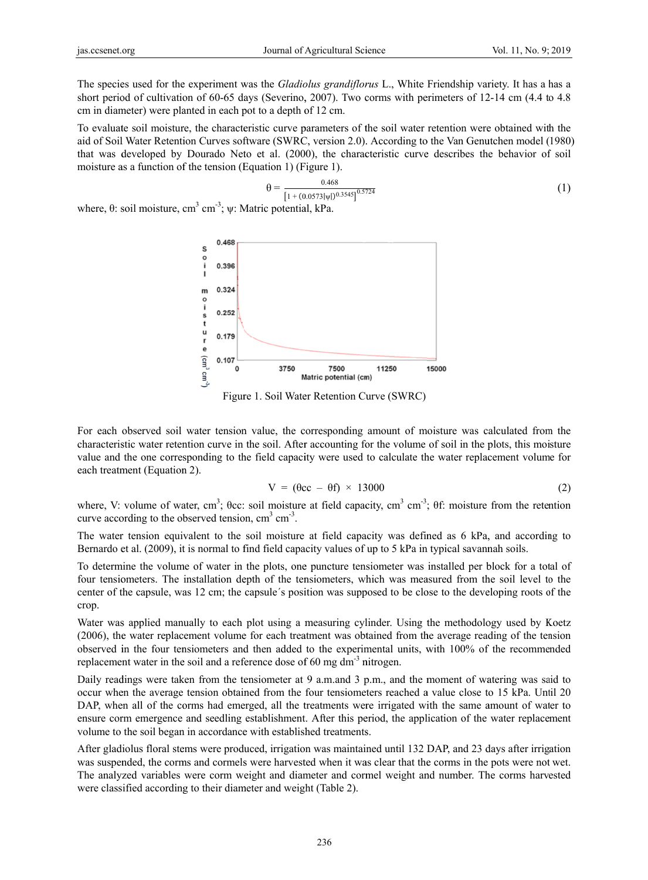The species used for the experiment was the *Gladiolus grandiflorus* L., White Friendship variety. It has a has a short period of cultivation of 60-65 days (Severino, 2007). Two corms with perimeters of 12-14 cm (4.4 to 4.8 cm in diameter) were planted in each pot to a depth of 12 cm.

To evaluate soil moisture, the characteristic curve parameters of the soil water retention were obtained with the aid of Soil Water Retention Curves software (SWRC, version 2.0). According to the Van Genutchen model (1980) that was developed by Dourado Neto et al. (2000), the characteristic curve describes the behavior of soil moisture as a function of the tension (Equation 1) (Figure 1).

$$\theta = \frac{0.468}{\left[1 + (0.0573|\psi|)^{0.3545}\right]^{0.5724}} \tag{1}$$

where, $\theta$: soil moisture, $cm^3$ $cm^{-3}$; $\psi$: Matric potential, kPa.

Figure 1. Soil Water Retention Curve (SWRC)

For each observed soil water tension value, the corresponding amount of moisture was calculated from the characteristic water retention curve in the soil. After accounting for the volume of soil in the plots, this moisture value and the one corresponding to the field capacity were used to calculate the water replacement volume for each treatment (Equation 2).

$$V = (\theta cc - \theta f) \times 13000 \tag{2}$$

where, V: volume of water, $cm^3$; $\theta cc$: soil moisture at field capacity, $cm^3$ $cm^{-3}$; $\theta f$: moisture from the retention curve according to the observed tension, $cm^3$ $cm^{-3}$.

The water tension equivalent to the soil moisture at field capacity was defined as 6 kPa, and according to Bernardo et al. (2009), it is normal to find field capacity values of up to 5 kPa in typical savannah soils.

To determine the volume of water in the plots, one puncture tensiometer was installed per block for a total of four tensiometers. The installation depth of the tensiometers, which was measured from the soil level to the center of the capsule, was 12 cm; the capsule´s position was supposed to be close to the developing roots of the crop.

Water was applied manually to each plot using a measuring cylinder. Using the methodology used by Koetz (2006), the water replacement volume for each treatment was obtained from the average reading of the tension observed in the four tensiometers and then added to the experimental units, with 100% of the recommended replacement water in the soil and a reference dose of 60 mg $dm^{-3}$ nitrogen.

Daily readings were taken from the tensiometer at 9 a.m.and 3 p.m., and the moment of watering was said to occur when the average tension obtained from the four tensiometers reached a value close to 15 kPa. Until 20 DAP, when all of the corms had emerged, all the treatments were irrigated with the same amount of water to ensure corm emergence and seedling establishment. After this period, the application of the water replacement volume to the soil began in accordance with established treatments.

After gladiolus floral stems were produced, irrigation was maintained until 132 DAP, and 23 days after irrigation was suspended, the corms and cormels were harvested when it was clear that the corms in the pots were not wet. The analyzed variables were corm weight and diameter and cormel weight and number. The corms harvested were classified according to their diameter and weight (Table 2).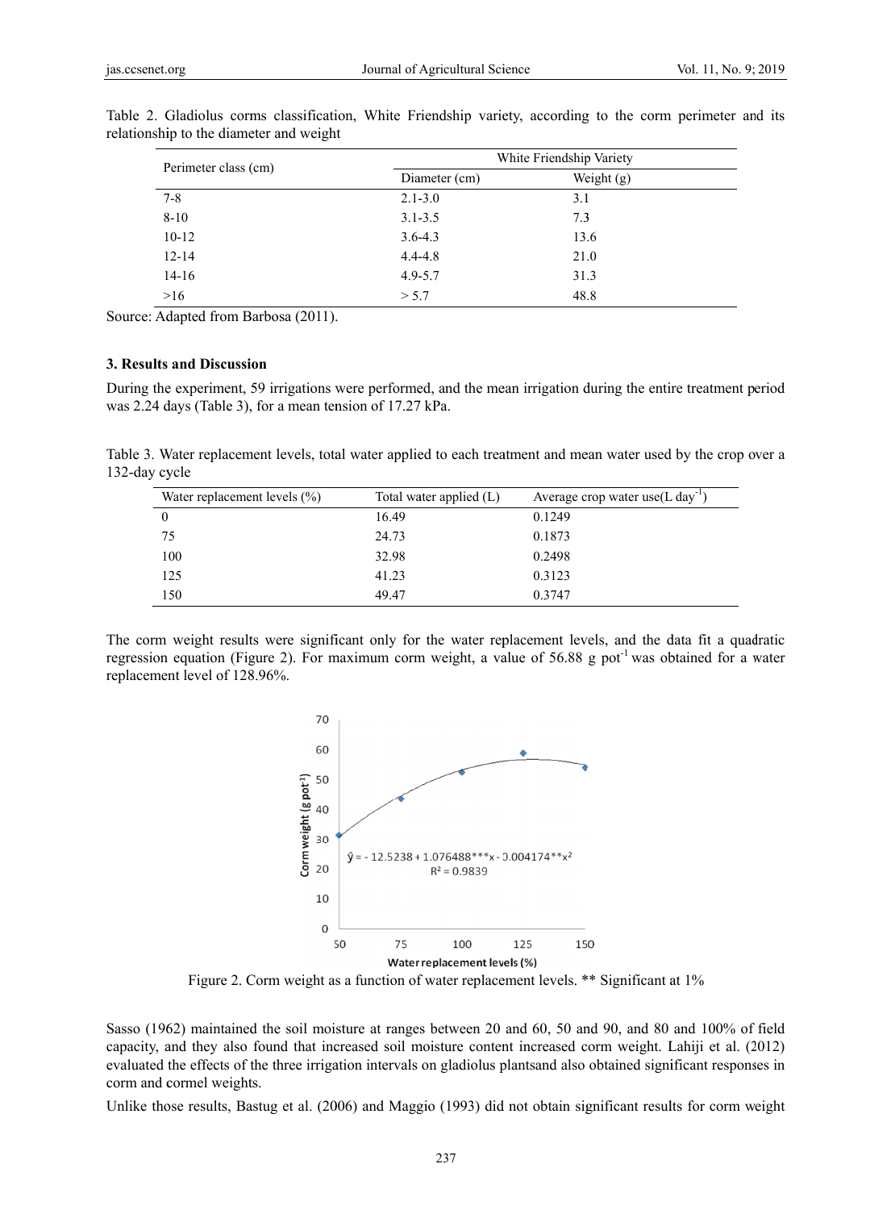Table 2. Gladiolus corms classification, White Friendship variety, according to the corm perimeter and its relationship to the diameter and weight

| Perimeter class (cm) | White Friendship Variety | |
|---|---|---|
| | Diameter (cm) | Weight (g) |
| 7-8 | 2.1-3.0 | 3.1 |
| 8-10 | 3.1-3.5 | 7.3 |
| 10-12 | 3.6-4.3 | 13.6 |
| 12-14 | 4.4-4.8 | 21.0 |
| 14-16 | 4.9-5.7 | 31.3 |
| >16 | > 5.7 | 48.8 |

Source: Adapted from Barbosa (2011).

## 3. Results and Discussion

During the experiment, 59 irrigations were performed, and the mean irrigation during the entire treatment period was 2.24 days (Table 3), for a mean tension of 17.27 kPa.

Table 3. Water replacement levels, total water applied to each treatment and mean water used by the crop over a 132-day cycle

| Water replacement levels (%) | Total water applied (L) | Average crop water use(L day$^{-1}$) |
|---|---|---|
| 0 | 16.49 | 0.1249 |
| 75 | 24.73 | 0.1873 |
| 100 | 32.98 | 0.2498 |
| 125 | 41.23 | 0.3123 |
| 150 | 49.47 | 0.3747 |

The corm weight results were significant only for the water replacement levels, and the data fit a quadratic regression equation (Figure 2). For maximum corm weight, a value of 56.88 g pot$^{-1}$ was obtained for a water replacement level of 128.96%.

$$\hat{y} = -12.5238 + 1.076488^{***}x - 0.004174^{**}x^2$$
$$R^2 = 0.9839$$

Figure 2. Corm weight as a function of water replacement levels. ** Significant at 1%

Sasso (1962) maintained the soil moisture at ranges between 20 and 60, 50 and 90, and 80 and 100% of field capacity, and they also found that increased soil moisture content increased corm weight. Lahiji et al. (2012) evaluated the effects of the three irrigation intervals on gladiolus plantsand also obtained significant responses in corm and cormel weights.

Unlike those results, Bastug et al. (2006) and Maggio (1993) did not obtain significant results for corm weight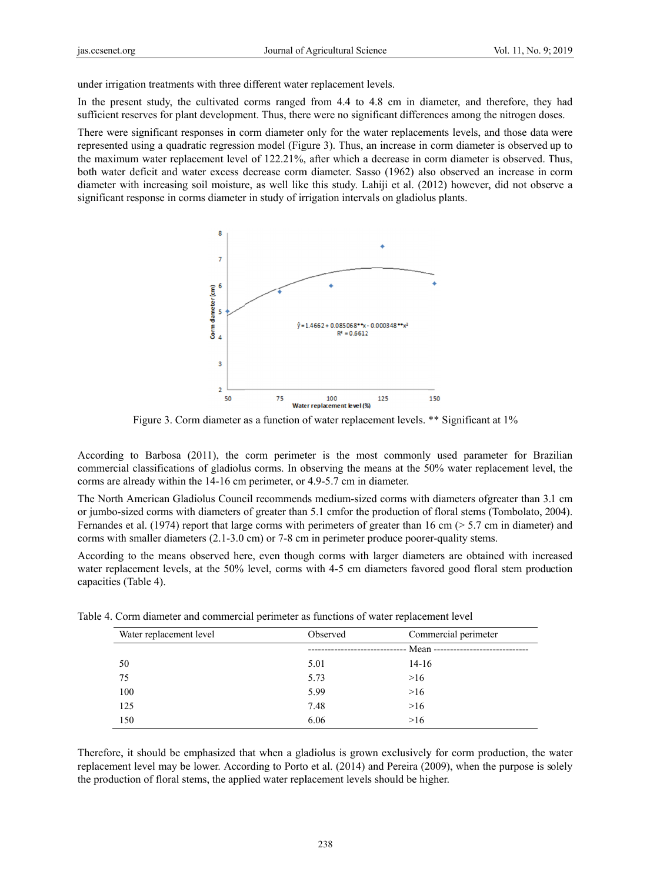under irrigation treatments with three different water replacement levels.

In the present study, the cultivated corms ranged from 4.4 to 4.8 cm in diameter, and therefore, they had sufficient reserves for plant development. Thus, there were no significant differences among the nitrogen doses.

There were significant responses in corm diameter only for the water replacements levels, and those data were represented using a quadratic regression model (Figure 3). Thus, an increase in corm diameter is observed up to the maximum water replacement level of 122.21%, after which a decrease in corm diameter is observed. Thus, both water deficit and water excess decrease corm diameter. Sasso (1962) also observed an increase in corm diameter with increasing soil moisture, as well like this study. Lahiji et al. (2012) however, did not observe a significant response in corms diameter in study of irrigation intervals on gladiolus plants.

$\hat{y} = 1.4662 + 0.085068^{**}x - 0.000348^{**}x^2$

$R^2 = 0.6612$

Figure 3. Corm diameter as a function of water replacement levels. ** Significant at 1%

According to Barbosa (2011), the corm perimeter is the most commonly used parameter for Brazilian commercial classifications of gladiolus corms. In observing the means at the 50% water replacement level, the corms are already within the 14-16 cm perimeter, or 4.9-5.7 cm in diameter.

The North American Gladiolus Council recommends medium-sized corms with diameters ofgreater than 3.1 cm or jumbo-sized corms with diameters of greater than 5.1 cmfor the production of floral stems (Tombolato, 2004). Fernandes et al. (1974) report that large corms with perimeters of greater than 16 cm (> 5.7 cm in diameter) and corms with smaller diameters (2.1-3.0 cm) or 7-8 cm in perimeter produce poorer-quality stems.

According to the means observed here, even though corms with larger diameters are obtained with increased water replacement levels, at the 50% level, corms with 4-5 cm diameters favored good floral stem production capacities (Table 4).

Table 4. Corm diameter and commercial perimeter as functions of water replacement level

| Water replacement level | Observed | Commercial perimeter |
|---|---|---|
| | Mean | |
| 50 | 5.01 | 14-16 |
| 75 | 5.73 | >16 |
| 100 | 5.99 | >16 |
| 125 | 7.48 | >16 |
| 150 | 6.06 | >16 |

Therefore, it should be emphasized that when a gladiolus is grown exclusively for corm production, the water replacement level may be lower. According to Porto et al. (2014) and Pereira (2009), when the purpose is solely the production of floral stems, the applied water replacement levels should be higher.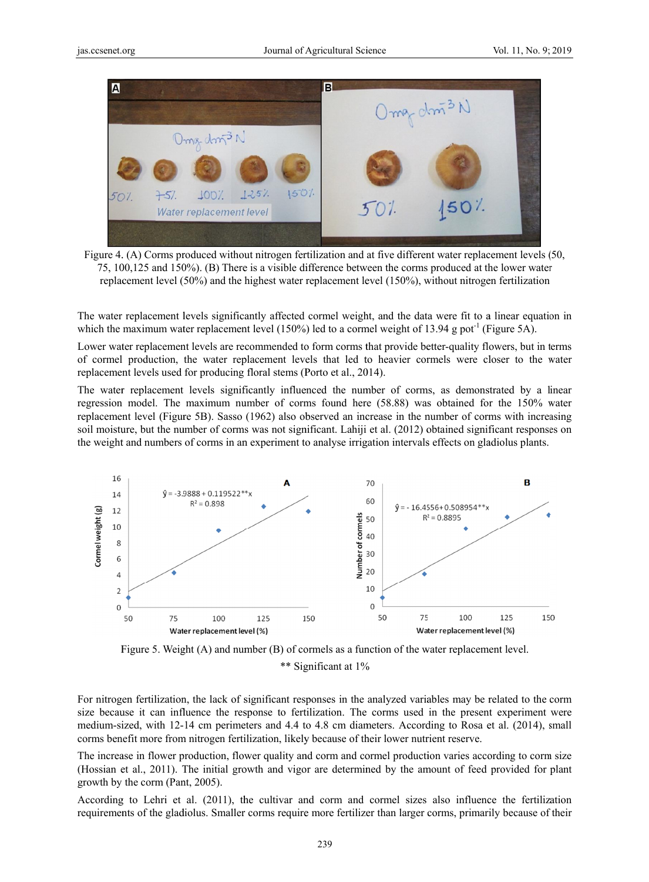Figure 4. (A) Corms produced without nitrogen fertilization and at five different water replacement levels (50, 75, 100,125 and 150%). (B) There is a visible difference between the corms produced at the lower water replacement level (50%) and the highest water replacement level (150%), without nitrogen fertilization

The water replacement levels significantly affected cormel weight, and the data were fit to a linear equation in which the maximum water replacement level (150%) led to a cormel weight of 13.94 g pot$^{-1}$ (Figure 5A).

Lower water replacement levels are recommended to form corms that provide better-quality flowers, but in terms of cormel production, the water replacement levels that led to heavier cormels were closer to the water replacement levels used for producing floral stems (Porto et al., 2014).

The water replacement levels significantly influenced the number of corms, as demonstrated by a linear regression model. The maximum number of corms found here (58.88) was obtained for the 150% water replacement level (Figure 5B). Sasso (1962) also observed an increase in the number of corms with increasing soil moisture, but the number of corms was not significant. Lahiji et al. (2012) obtained significant responses on the weight and numbers of corms in an experiment to analyse irrigation intervals effects on gladiolus plants.

Figure 5. Weight (A) and number (B) of cormels as a function of the water replacement level.

** Significant at 1%

For nitrogen fertilization, the lack of significant responses in the analyzed variables may be related to the corm size because it can influence the response to fertilization. The corms used in the present experiment were medium-sized, with 12-14 cm perimeters and 4.4 to 4.8 cm diameters. According to Rosa et al. (2014), small corms benefit more from nitrogen fertilization, likely because of their lower nutrient reserve.

The increase in flower production, flower quality and corm and cormel production varies according to corm size (Hossian et al., 2011). The initial growth and vigor are determined by the amount of feed provided for plant growth by the corm (Pant, 2005).

According to Lehri et al. (2011), the cultivar and corm and cormel sizes also influence the fertilization requirements of the gladiolus. Smaller corms require more fertilizer than larger corms, primarily because of their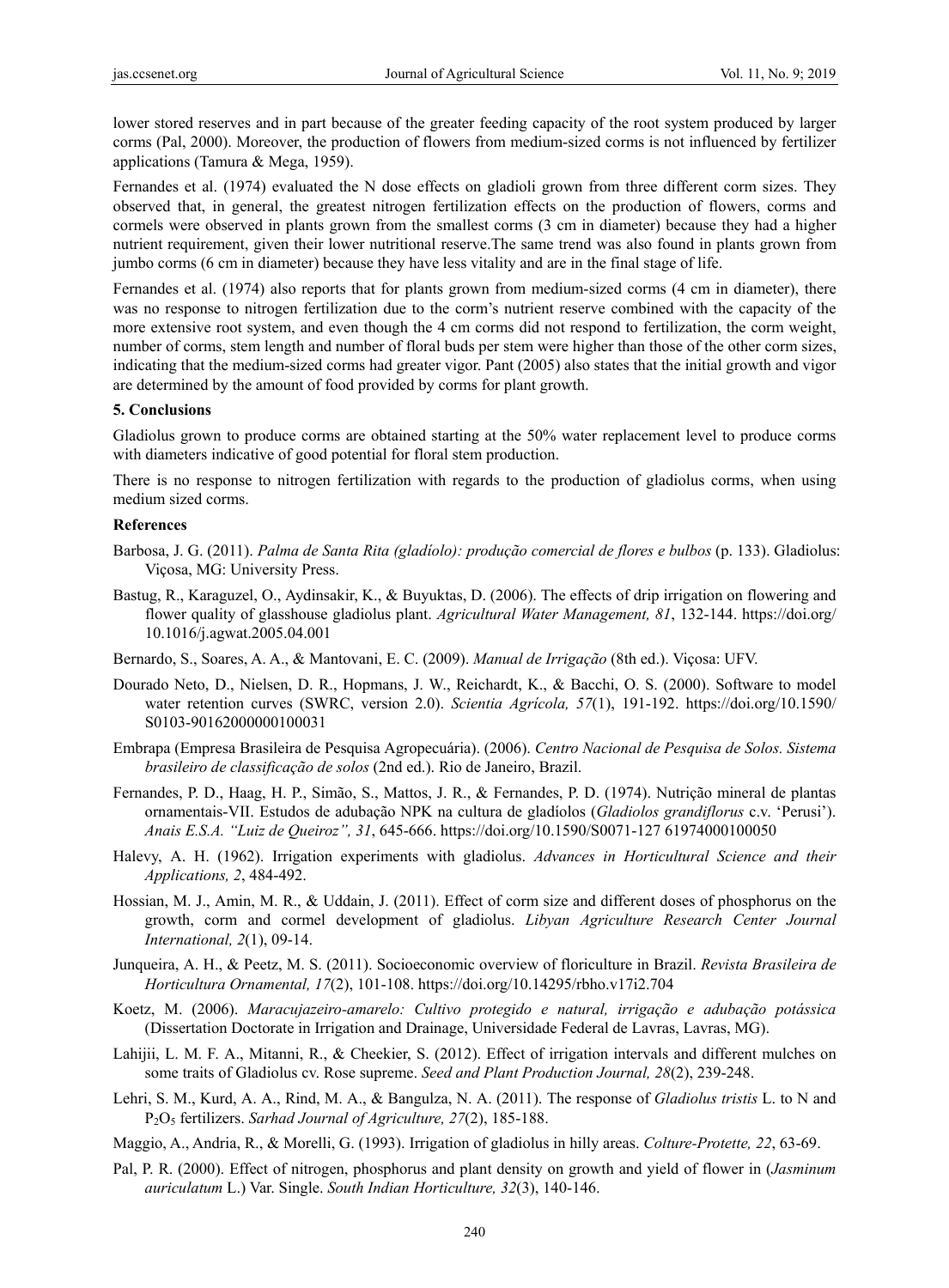lower stored reserves and in part because of the greater feeding capacity of the root system produced by larger corms (Pal, 2000). Moreover, the production of flowers from medium-sized corms is not influenced by fertilizer applications (Tamura & Mega, 1959).

Fernandes et al. (1974) evaluated the N dose effects on gladioli grown from three different corm sizes. They observed that, in general, the greatest nitrogen fertilization effects on the production of flowers, corms and cormels were observed in plants grown from the smallest corms (3 cm in diameter) because they had a higher nutrient requirement, given their lower nutritional reserve.The same trend was also found in plants grown from jumbo corms (6 cm in diameter) because they have less vitality and are in the final stage of life.

Fernandes et al. (1974) also reports that for plants grown from medium-sized corms (4 cm in diameter), there was no response to nitrogen fertilization due to the corm's nutrient reserve combined with the capacity of the more extensive root system, and even though the 4 cm corms did not respond to fertilization, the corm weight, number of corms, stem length and number of floral buds per stem were higher than those of the other corm sizes, indicating that the medium-sized corms had greater vigor. Pant (2005) also states that the initial growth and vigor are determined by the amount of food provided by corms for plant growth.

## 5. Conclusions

Gladiolus grown to produce corms are obtained starting at the 50% water replacement level to produce corms with diameters indicative of good potential for floral stem production.

There is no response to nitrogen fertilization with regards to the production of gladiolus corms, when using medium sized corms.

## References

Barbosa, J. G. (2011). *Palma de Santa Rita (gladíolo): produção comercial de flores e bulbos* (p. 133). Gladiolus: Viçosa, MG: University Press.

Bastug, R., Karaguzel, O., Aydinsakir, K., & Buyuktas, D. (2006). The effects of drip irrigation on flowering and flower quality of glasshouse gladiolus plant. *Agricultural Water Management, 81*, 132-144. https://doi.org/10.1016/j.agwat.2005.04.001

Bernardo, S., Soares, A. A., & Mantovani, E. C. (2009). *Manual de Irrigação* (8th ed.). Viçosa: UFV.

Dourado Neto, D., Nielsen, D. R., Hopmans, J. W., Reichardt, K., & Bacchi, O. S. (2000). Software to model water retention curves (SWRC, version 2.0). *Scientia Agrícola, 57*(1), 191-192. https://doi.org/10.1590/S0103-90162000000100031

Embrapa (Empresa Brasileira de Pesquisa Agropecuária). (2006). *Centro Nacional de Pesquisa de Solos. Sistema brasileiro de classificação de solos* (2nd ed.). Rio de Janeiro, Brazil.

Fernandes, P. D., Haag, H. P., Simão, S., Mattos, J. R., & Fernandes, P. D. (1974). Nutrição mineral de plantas ornamentais-VII. Estudos de adubação NPK na cultura de gladíolos (*Gladiolos grandiflorus* c.v. 'Perusi'). *Anais E.S.A. "Luiz de Queiroz", 31*, 645-666. https://doi.org/10.1590/S0071-127 61974000100050

Halevy, A. H. (1962). Irrigation experiments with gladiolus. *Advances in Horticultural Science and their Applications, 2*, 484-492.

Hossian, M. J., Amin, M. R., & Uddain, J. (2011). Effect of corm size and different doses of phosphorus on the growth, corm and cormel development of gladiolus. *Libyan Agriculture Research Center Journal International, 2*(1), 09-14.

Junqueira, A. H., & Peetz, M. S. (2011). Socioeconomic overview of floriculture in Brazil. *Revista Brasileira de Horticultura Ornamental, 17*(2), 101-108. https://doi.org/10.14295/rbho.v17i2.704

Koetz, M. (2006). *Maracujazeiro-amarelo: Cultivo protegido e natural, irrigação e adubação potássica* (Dissertation Doctorate in Irrigation and Drainage, Universidade Federal de Lavras, Lavras, MG).

Lahijii, L. M. F. A., Mitanni, R., & Cheekier, S. (2012). Effect of irrigation intervals and different mulches on some traits of Gladiolus cv. Rose supreme. *Seed and Plant Production Journal, 28*(2), 239-248.

Lehri, S. M., Kurd, A. A., Rind, M. A., & Bangulza, N. A. (2011). The response of *Gladiolus tristis* L. to N and $P_2O_5$ fertilizers. *Sarhad Journal of Agriculture, 27*(2), 185-188.

Maggio, A., Andria, R., & Morelli, G. (1993). Irrigation of gladiolus in hilly areas. *Colture-Protette, 22*, 63-69.

Pal, P. R. (2000). Effect of nitrogen, phosphorus and plant density on growth and yield of flower in (*Jasminum auriculatum* L.) Var. Single. *South Indian Horticulture, 32*(3), 140-146.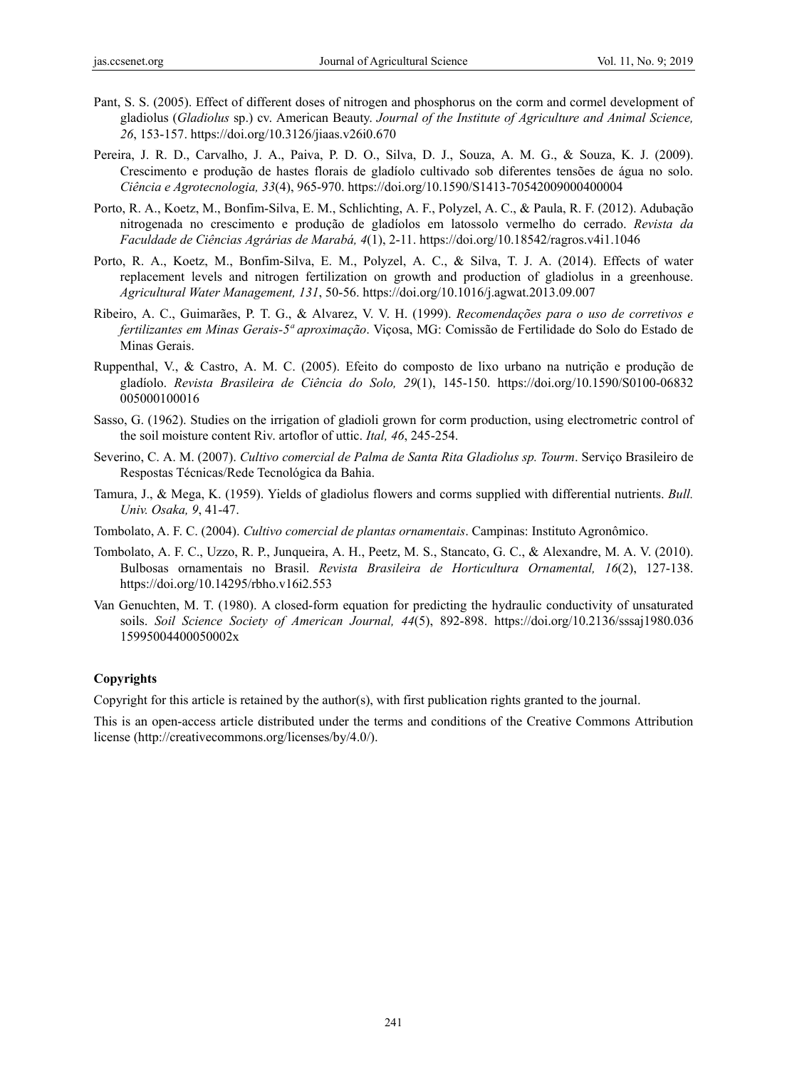Pant, S. S. (2005). Effect of different doses of nitrogen and phosphorus on the corm and cormel development of gladiolus (*Gladiolus* sp.) cv. American Beauty. *Journal of the Institute of Agriculture and Animal Science, 26*, 153-157. https://doi.org/10.3126/jiaas.v26i0.670

Pereira, J. R. D., Carvalho, J. A., Paiva, P. D. O., Silva, D. J., Souza, A. M. G., & Souza, K. J. (2009). Crescimento e produção de hastes florais de gladíolo cultivado sob diferentes tensões de água no solo. *Ciência e Agrotecnologia, 33*(4), 965-970. https://doi.org/10.1590/S1413-70542009000400004

Porto, R. A., Koetz, M., Bonfim-Silva, E. M., Schlichting, A. F., Polyzel, A. C., & Paula, R. F. (2012). Adubação nitrogenada no crescimento e produção de gladíolos em latossolo vermelho do cerrado. *Revista da Faculdade de Ciências Agrárias de Marabá, 4*(1), 2-11. https://doi.org/10.18542/ragros.v4i1.1046

Porto, R. A., Koetz, M., Bonfim-Silva, E. M., Polyzel, A. C., & Silva, T. J. A. (2014). Effects of water replacement levels and nitrogen fertilization on growth and production of gladiolus in a greenhouse. *Agricultural Water Management, 131*, 50-56. https://doi.org/10.1016/j.agwat.2013.09.007

Ribeiro, A. C., Guimarães, P. T. G., & Alvarez, V. V. H. (1999). *Recomendações para o uso de corretivos e fertilizantes em Minas Gerais-5ª aproximação*. Viçosa, MG: Comissão de Fertilidade do Solo do Estado de Minas Gerais.

Ruppenthal, V., & Castro, A. M. C. (2005). Efeito do composto de lixo urbano na nutrição e produção de gladíolo. *Revista Brasileira de Ciência do Solo, 29*(1), 145-150. https://doi.org/10.1590/S0100-06832005000100016

Sasso, G. (1962). Studies on the irrigation of gladioli grown for corm production, using electrometric control of the soil moisture content Riv. artoflor of uttic. *Ital, 46*, 245-254.

Severino, C. A. M. (2007). *Cultivo comercial de Palma de Santa Rita Gladiolus sp. Tourm*. Serviço Brasileiro de Respostas Técnicas/Rede Tecnológica da Bahia.

Tamura, J., & Mega, K. (1959). Yields of gladiolus flowers and corms supplied with differential nutrients. *Bull. Univ. Osaka, 9*, 41-47.

Tombolato, A. F. C. (2004). *Cultivo comercial de plantas ornamentais*. Campinas: Instituto Agronômico.

Tombolato, A. F. C., Uzzo, R. P., Junqueira, A. H., Peetz, M. S., Stancato, G. C., & Alexandre, M. A. V. (2010). Bulbosas ornamentais no Brasil. *Revista Brasileira de Horticultura Ornamental, 16*(2), 127-138. https://doi.org/10.14295/rbho.v16i2.553

Van Genuchten, M. T. (1980). A closed-form equation for predicting the hydraulic conductivity of unsaturated soils. *Soil Science Society of American Journal, 44*(5), 892-898. https://doi.org/10.2136/sssaj1980.03615995004400050002x

**Copyrights**

Copyright for this article is retained by the author(s), with first publication rights granted to the journal.

This is an open-access article distributed under the terms and conditions of the Creative Commons Attribution license (http://creativecommons.org/licenses/by/4.0/).